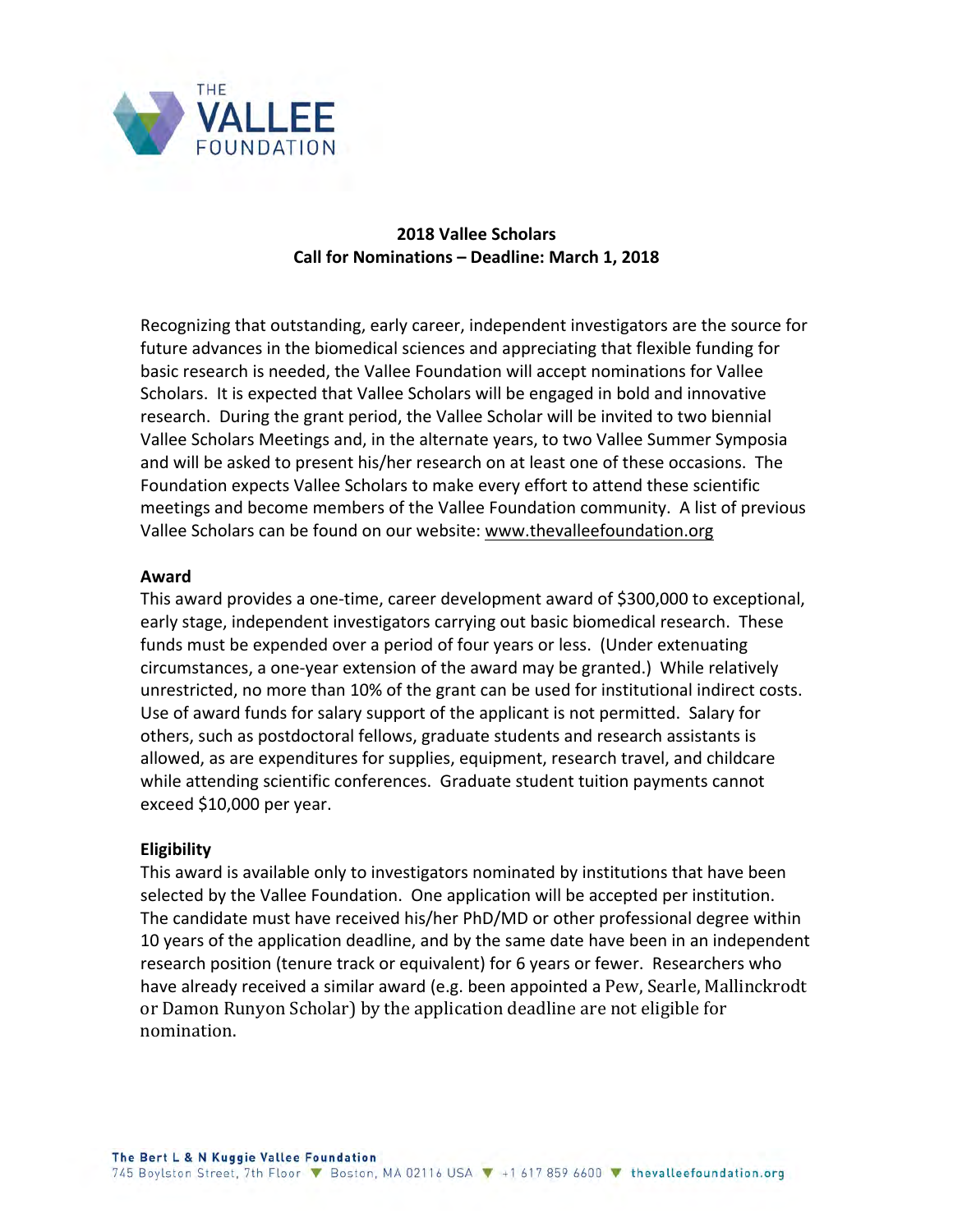# 2018 Vallee Scholars

## Call for Nominations – Deadline: March 1, 2018

Recognizing that outstanding, early career, independent investigators are the source for future advances in the biomedical sciences and appreciating that flexible funding for basic research is needed, the Vallee Foundation will accept nominations for Vallee Scholars. It is expected that Vallee Scholars will be engaged in bold and innovative research. During the grant period, the Vallee Scholar will be invited to two biennial Vallee Scholars Meetings and, in the alternate years, to two Vallee Summer Symposia and will be asked to present his/her research on at least one of these occasions. The Foundation expects Vallee Scholars to make every effort to attend these scientific meetings and become members of the Vallee Foundation community. A list of previous Vallee Scholars can be found on our website: www.thevalleefoundation.org

**Award**

This award provides a one-time, career development award of $300,000 to exceptional, early stage, independent investigators carrying out basic biomedical research. These funds must be expended over a period of four years or less. (Under extenuating circumstances, a one-year extension of the award may be granted.) While relatively unrestricted, no more than 10% of the grant can be used for institutional indirect costs. Use of award funds for salary support of the applicant is not permitted. Salary for others, such as postdoctoral fellows, graduate students and research assistants is allowed, as are expenditures for supplies, equipment, research travel, and childcare while attending scientific conferences. Graduate student tuition payments cannot exceed $10,000 per year.

**Eligibility**

This award is available only to investigators nominated by institutions that have been selected by the Vallee Foundation. One application will be accepted per institution. The candidate must have received his/her PhD/MD or other professional degree within 10 years of the application deadline, and by the same date have been in an independent research position (tenure track or equivalent) for 6 years or fewer. Researchers who have already received a similar award (e.g. been appointed a Pew, Searle, Mallinckrodt or Damon Runyon Scholar) by the application deadline are not eligible for nomination.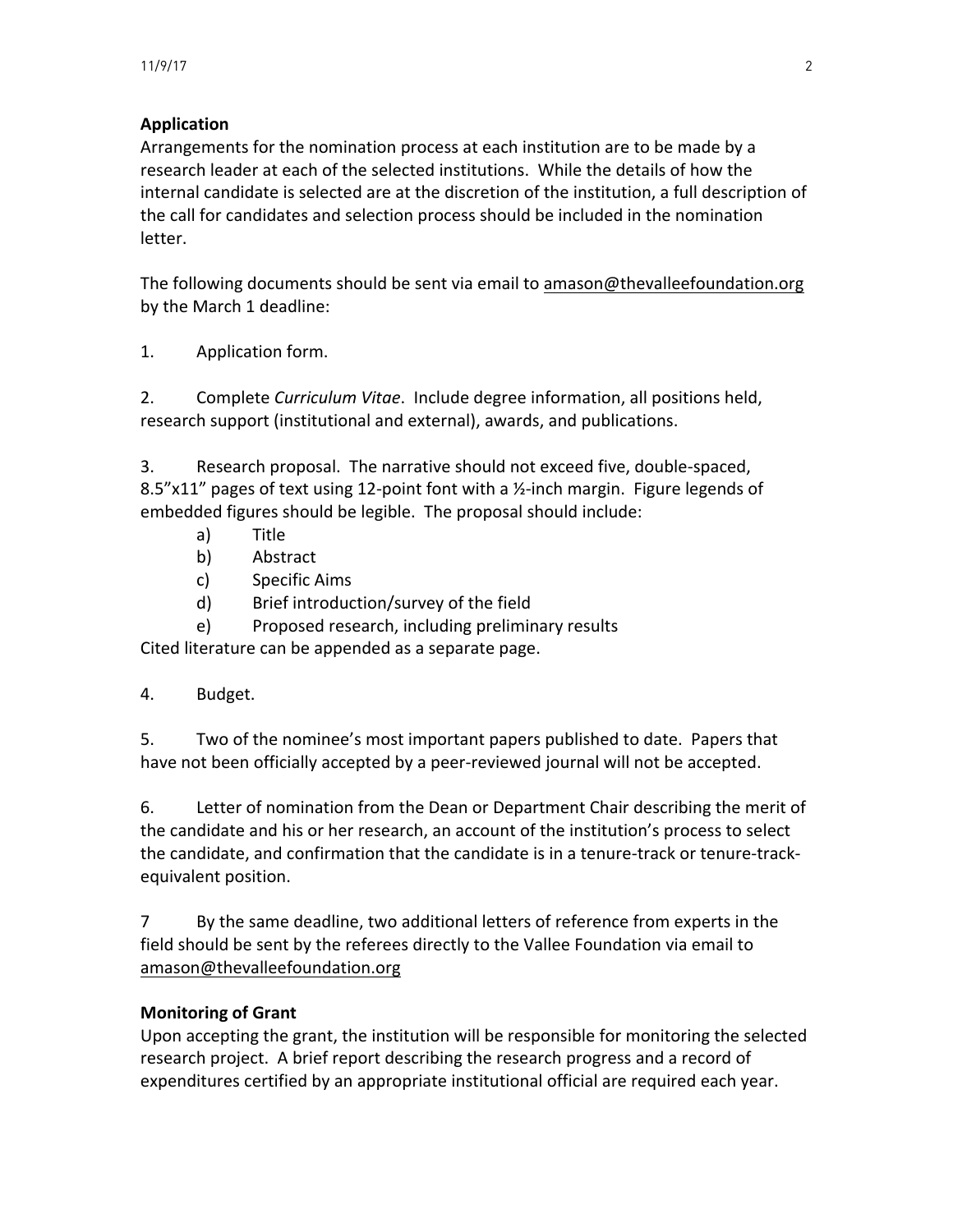**Application**

Arrangements for the nomination process at each institution are to be made by a research leader at each of the selected institutions. While the details of how the internal candidate is selected are at the discretion of the institution, a full description of the call for candidates and selection process should be included in the nomination letter.

The following documents should be sent via email to amason@thevalleefoundation.org by the March 1 deadline:

1. Application form.

2. Complete *Curriculum Vitae*. Include degree information, all positions held, research support (institutional and external), awards, and publications.

3. Research proposal. The narrative should not exceed five, double-spaced, 8.5"x11" pages of text using 12-point font with a ½-inch margin. Figure legends of embedded figures should be legible. The proposal should include:
   a) Title
   b) Abstract
   c) Specific Aims
   d) Brief introduction/survey of the field
   e) Proposed research, including preliminary results

   Cited literature can be appended as a separate page.

4. Budget.

5. Two of the nominee's most important papers published to date. Papers that have not been officially accepted by a peer-reviewed journal will not be accepted.

6. Letter of nomination from the Dean or Department Chair describing the merit of the candidate and his or her research, an account of the institution's process to select the candidate, and confirmation that the candidate is in a tenure-track or tenure-track-equivalent position.

7 By the same deadline, two additional letters of reference from experts in the field should be sent by the referees directly to the Vallee Foundation via email to amason@thevalleefoundation.org

**Monitoring of Grant**

Upon accepting the grant, the institution will be responsible for monitoring the selected research project. A brief report describing the research progress and a record of expenditures certified by an appropriate institutional official are required each year.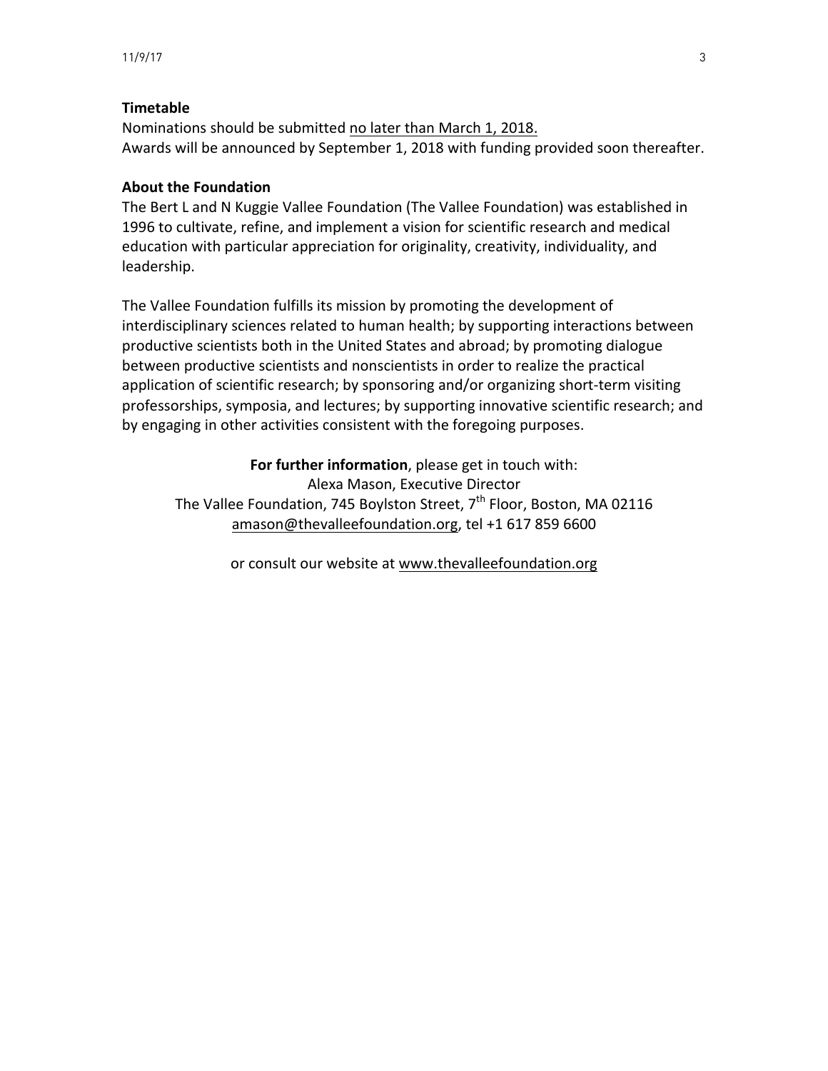**Timetable**

Nominations should be submitted no later than March 1, 2018.
Awards will be announced by September 1, 2018 with funding provided soon thereafter.

**About the Foundation**

The Bert L and N Kuggie Vallee Foundation (The Vallee Foundation) was established in 1996 to cultivate, refine, and implement a vision for scientific research and medical education with particular appreciation for originality, creativity, individuality, and leadership.

The Vallee Foundation fulfills its mission by promoting the development of interdisciplinary sciences related to human health; by supporting interactions between productive scientists both in the United States and abroad; by promoting dialogue between productive scientists and nonscientists in order to realize the practical application of scientific research; by sponsoring and/or organizing short-term visiting professorships, symposia, and lectures; by supporting innovative scientific research; and by engaging in other activities consistent with the foregoing purposes.

**For further information**, please get in touch with:
Alexa Mason, Executive Director
The Vallee Foundation, 745 Boylston Street, 7th Floor, Boston, MA 02116
amason@thevalleefoundation.org, tel +1 617 859 6600

or consult our website at www.thevalleefoundation.org